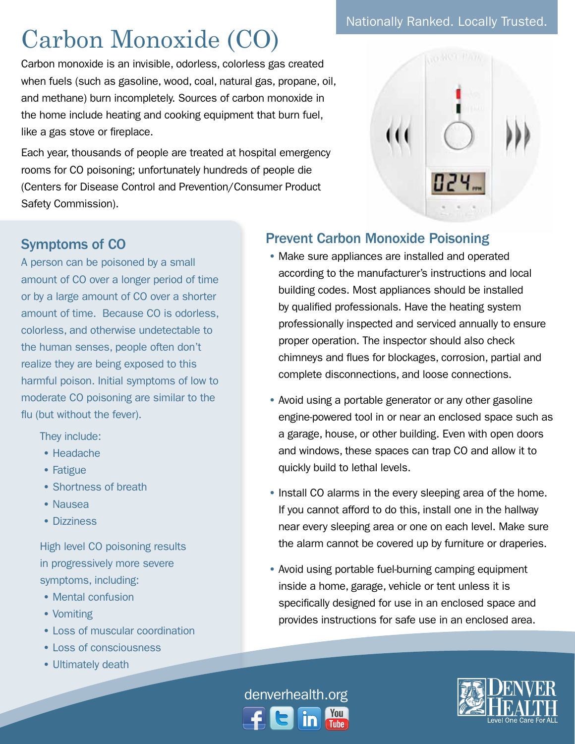# Carbon Monoxide (CO)

Carbon monoxide is an invisible, odorless, colorless gas created when fuels (such as gasoline, wood, coal, natural gas, propane, oil, and methane) burn incompletely. Sources of carbon monoxide in the home include heating and cooking equipment that burn fuel, like a gas stove or fireplace.

Each year, thousands of people are treated at hospital emergency rooms for CO poisoning; unfortunately hundreds of people die (Centers for Disease Control and Prevention/Consumer Product Safety Commission).

## Symptoms of CO

A person can be poisoned by a small amount of CO over a longer period of time or by a large amount of CO over a shorter amount of time. Because CO is odorless, colorless, and otherwise undetectable to the human senses, people often don't realize they are being exposed to this harmful poison. Initial symptoms of low to moderate CO poisoning are similar to the flu (but without the fever).

They include:

- Headache
- Fatigue
- Shortness of breath
- Nausea
- Dizziness

High level CO poisoning results in progressively more severe symptoms, including:

- Mental confusion
- Vomiting
- Loss of muscular coordination
- Loss of consciousness
- Ultimately death

## Prevent Carbon Monoxide Poisoning

- Make sure appliances are installed and operated according to the manufacturer's instructions and local building codes. Most appliances should be installed by qualified professionals. Have the heating system professionally inspected and serviced annually to ensure proper operation. The inspector should also check chimneys and flues for blockages, corrosion, partial and complete disconnections, and loose connections.
- Avoid using a portable generator or any other gasoline engine-powered tool in or near an enclosed space such as a garage, house, or other building. Even with open doors and windows, these spaces can trap CO and allow it to quickly build to lethal levels.
- Install CO alarms in the every sleeping area of the home. If you cannot afford to do this, install one in the hallway near every sleeping area or one on each level. Make sure the alarm cannot be covered up by furniture or draperies.
- Avoid using portable fuel-burning camping equipment inside a home, garage, vehicle or tent unless it is specifically designed for use in an enclosed space and provides instructions for safe use in an enclosed area.

denverhealth.org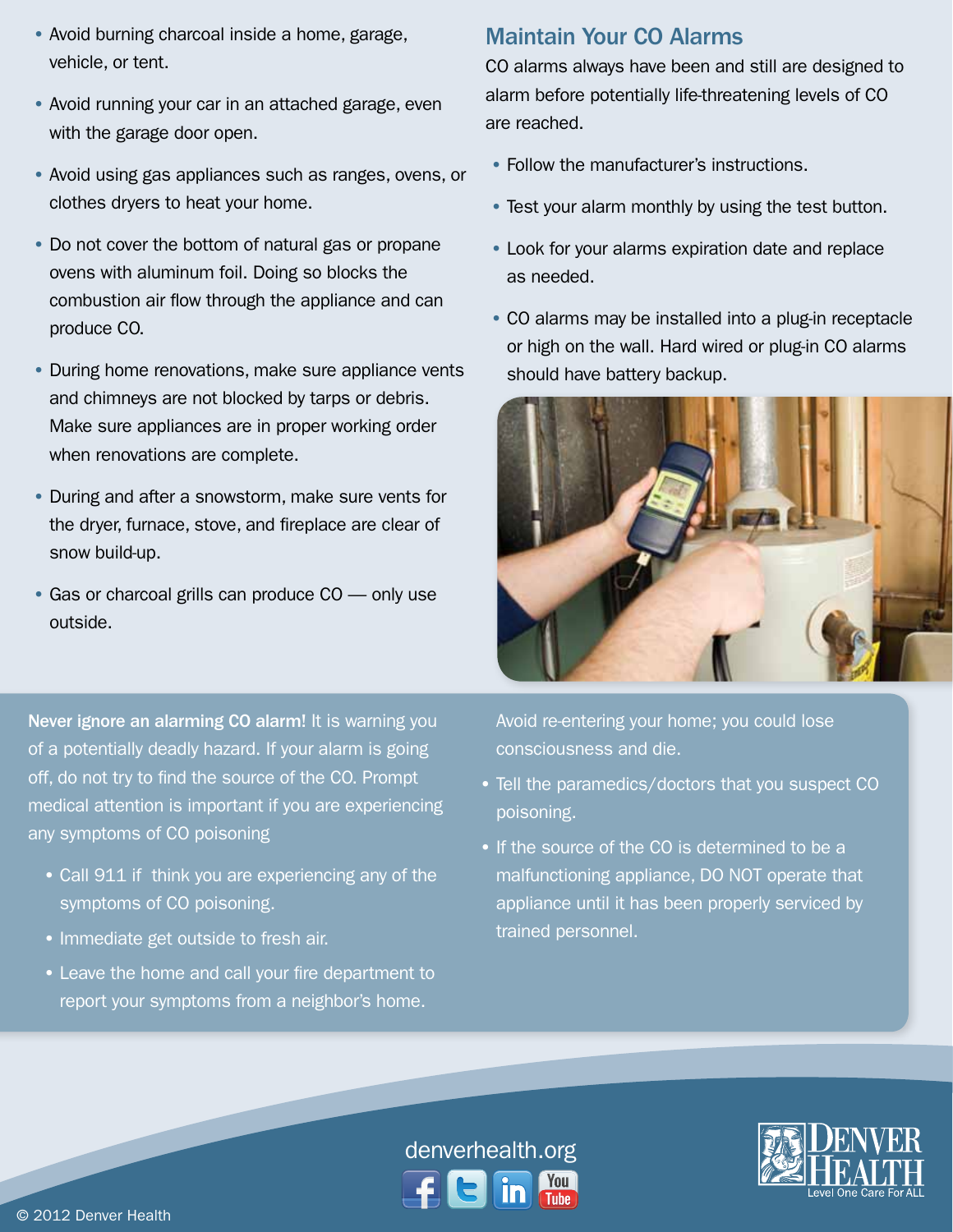- Avoid burning charcoal inside a home, garage, vehicle, or tent.
- Avoid running your car in an attached garage, even with the garage door open.
- Avoid using gas appliances such as ranges, ovens, or clothes dryers to heat your home.
- Do not cover the bottom of natural gas or propane ovens with aluminum foil. Doing so blocks the combustion air flow through the appliance and can produce CO.
- During home renovations, make sure appliance vents and chimneys are not blocked by tarps or debris. Make sure appliances are in proper working order when renovations are complete.
- During and after a snowstorm, make sure vents for the dryer, furnace, stove, and fireplace are clear of snow build-up.
- Gas or charcoal grills can produce CO — only use outside.

## Maintain Your CO Alarms

CO alarms always have been and still are designed to alarm before potentially life-threatening levels of CO are reached.

- Follow the manufacturer's instructions.
- Test your alarm monthly by using the test button.
- Look for your alarms expiration date and replace as needed.
- CO alarms may be installed into a plug-in receptacle or high on the wall. Hard wired or plug-in CO alarms should have battery backup.

**Never ignore an alarming CO alarm!** It is warning you of a potentially deadly hazard. If your alarm is going off, do not try to find the source of the CO. Prompt medical attention is important if you are experiencing any symptoms of CO poisoning

- Call 911 if think you are experiencing any of the symptoms of CO poisoning.
- Immediate get outside to fresh air.
- Leave the home and call your fire department to report your symptoms from a neighbor's home. Avoid re-entering your home; you could lose consciousness and die.
- Tell the paramedics/doctors that you suspect CO poisoning.
- If the source of the CO is determined to be a malfunctioning appliance, DO NOT operate that appliance until it has been properly serviced by trained personnel.

denverhealth.org

Denver Health
Level One Care For ALL

© 2012 Denver Health